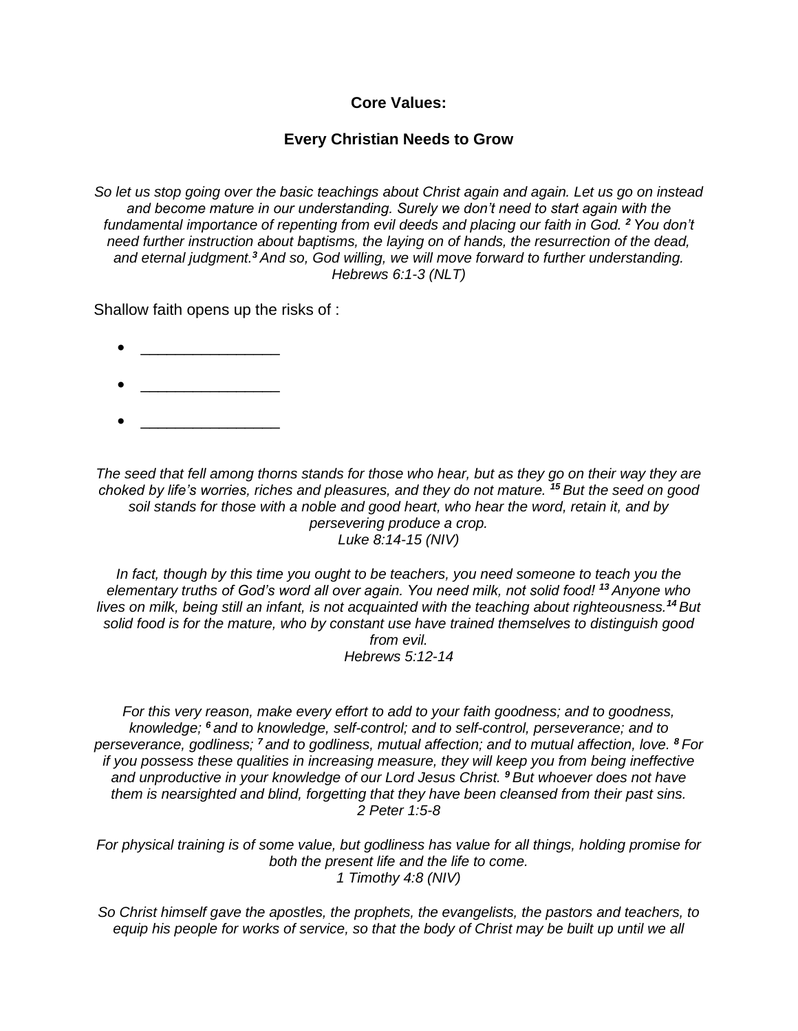**Core Values:**

**Every Christian Needs to Grow**

*So let us stop going over the basic teachings about Christ again and again. Let us go on instead and become mature in our understanding. Surely we don't need to start again with the fundamental importance of repenting from evil deeds and placing our faith in God. [2] You don't need further instruction about baptisms, the laying on of hands, the resurrection of the dead, and eternal judgment.[3] And so, God willing, we will move forward to further understanding.*
*Hebrews 6:1-3 (NLT)*

Shallow faith opens up the risks of :

- ________________
- ________________
- ________________

*The seed that fell among thorns stands for those who hear, but as they go on their way they are choked by life's worries, riches and pleasures, and they do not mature. [15] But the seed on good soil stands for those with a noble and good heart, who hear the word, retain it, and by persevering produce a crop.*
*Luke 8:14-15 (NIV)*

*In fact, though by this time you ought to be teachers, you need someone to teach you the elementary truths of God's word all over again. You need milk, not solid food! [13] Anyone who lives on milk, being still an infant, is not acquainted with the teaching about righteousness.[14] But solid food is for the mature, who by constant use have trained themselves to distinguish good from evil.*
*Hebrews 5:12-14*

*For this very reason, make every effort to add to your faith goodness; and to goodness, knowledge; [6] and to knowledge, self-control; and to self-control, perseverance; and to perseverance, godliness; [7] and to godliness, mutual affection; and to mutual affection, love. [8] For if you possess these qualities in increasing measure, they will keep you from being ineffective and unproductive in your knowledge of our Lord Jesus Christ. [9] But whoever does not have them is nearsighted and blind, forgetting that they have been cleansed from their past sins.*
*2 Peter 1:5-8*

*For physical training is of some value, but godliness has value for all things, holding promise for both the present life and the life to come.*
*1 Timothy 4:8 (NIV)*

*So Christ himself gave the apostles, the prophets, the evangelists, the pastors and teachers, to equip his people for works of service, so that the body of Christ may be built up until we all*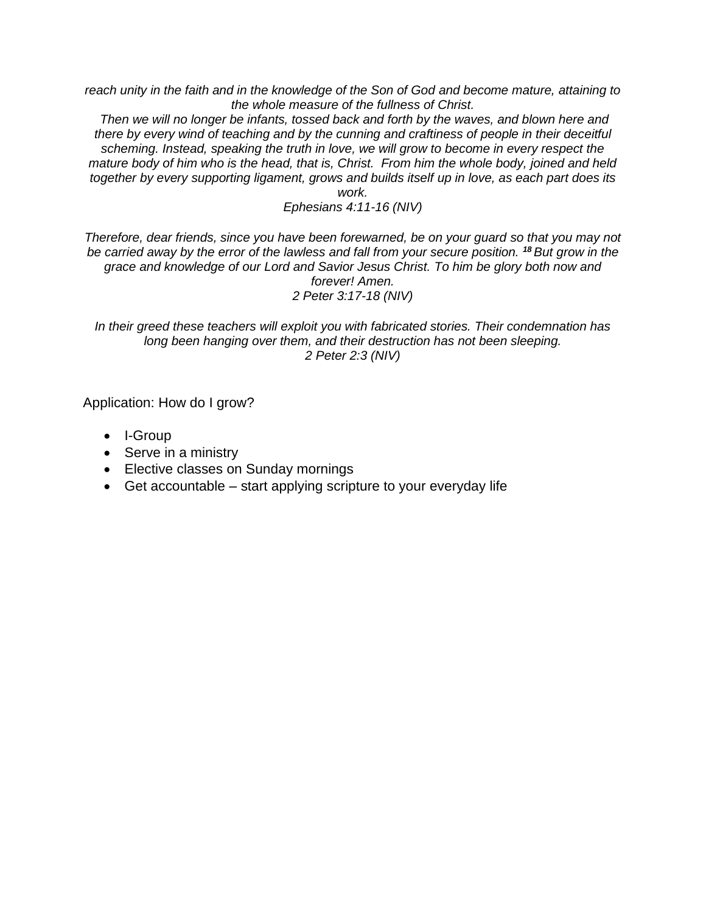*reach unity in the faith and in the knowledge of the Son of God and become mature, attaining to the whole measure of the fullness of Christ.*

*Then we will no longer be infants, tossed back and forth by the waves, and blown here and there by every wind of teaching and by the cunning and craftiness of people in their deceitful scheming. Instead, speaking the truth in love, we will grow to become in every respect the mature body of him who is the head, that is, Christ. From him the whole body, joined and held together by every supporting ligament, grows and builds itself up in love, as each part does its work.*

*Ephesians 4:11-16 (NIV)*

*Therefore, dear friends, since you have been forewarned, be on your guard so that you may not be carried away by the error of the lawless and fall from your secure position.* ***18*** *But grow in the grace and knowledge of our Lord and Savior Jesus Christ. To him be glory both now and forever! Amen.*

*2 Peter 3:17-18 (NIV)*

*In their greed these teachers will exploit you with fabricated stories. Their condemnation has long been hanging over them, and their destruction has not been sleeping.*

*2 Peter 2:3 (NIV)*

Application: How do I grow?

- I-Group
- Serve in a ministry
- Elective classes on Sunday mornings
- Get accountable – start applying scripture to your everyday life